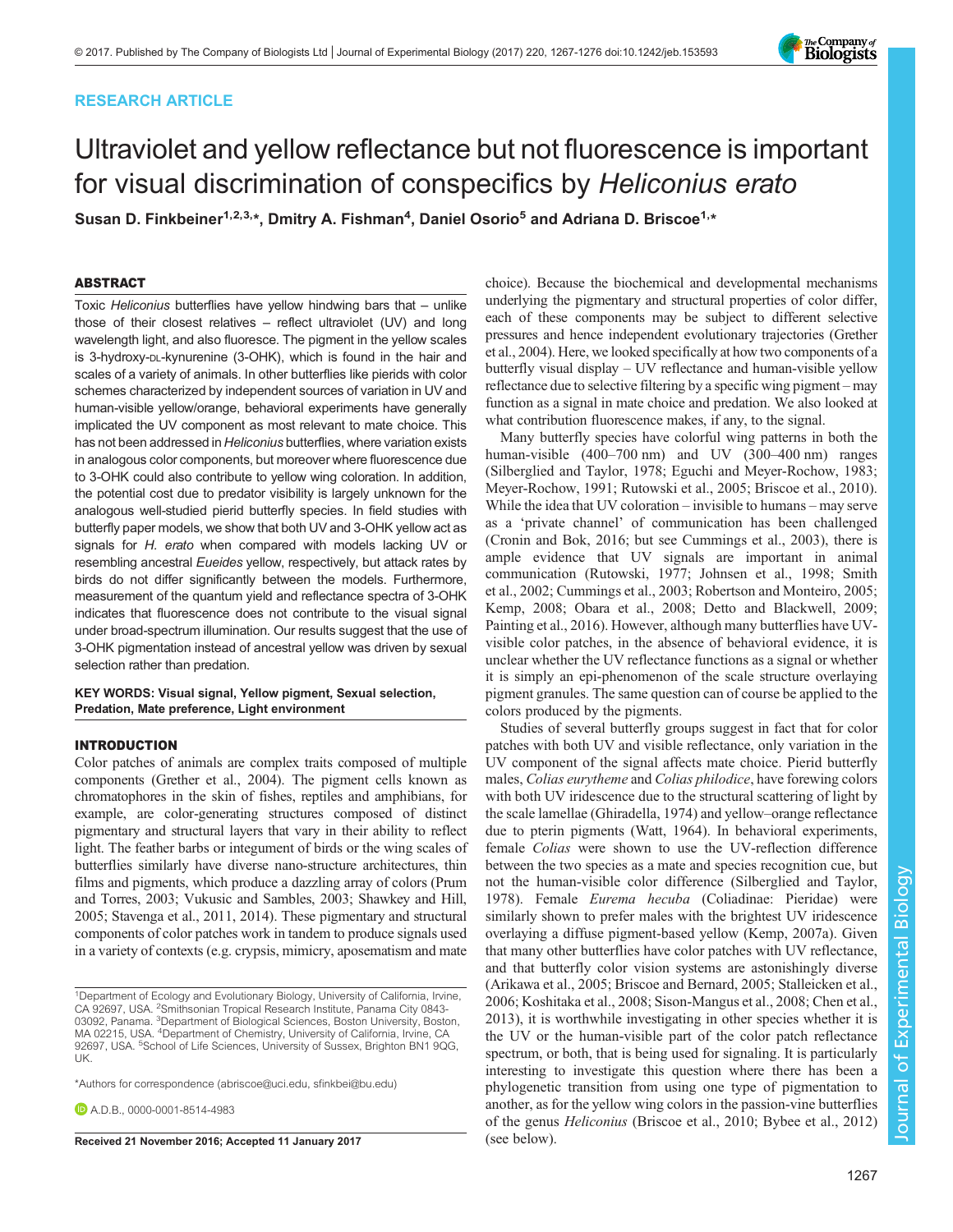RESEARCH ARTICLE

# Ultraviolet and yellow reflectance but not fluorescence is important for visual discrimination of conspecifics by *Heliconius erato*

**Susan D. Finkbeiner[1,2,3,*], Dmitry A. Fishman[4], Daniel Osorio[5] and Adriana D. Briscoe[1,*]**

## ABSTRACT

Toxic *Heliconius* butterflies have yellow hindwing bars that – unlike those of their closest relatives – reflect ultraviolet (UV) and long wavelength light, and also fluoresce. The pigment in the yellow scales is 3-hydroxy-DL-kynurenine (3-OHK), which is found in the hair and scales of a variety of animals. In other butterflies like pierids with color schemes characterized by independent sources of variation in UV and human-visible yellow/orange, behavioral experiments have generally implicated the UV component as most relevant to mate choice. This has not been addressed in *Heliconius* butterflies, where variation exists in analogous color components, but moreover where fluorescence due to 3-OHK could also contribute to yellow wing coloration. In addition, the potential cost due to predator visibility is largely unknown for the analogous well-studied pierid butterfly species. In field studies with butterfly paper models, we show that both UV and 3-OHK yellow act as signals for *H. erato* when compared with models lacking UV or resembling ancestral *Eueides* yellow, respectively, but attack rates by birds do not differ significantly between the models. Furthermore, measurement of the quantum yield and reflectance spectra of 3-OHK indicates that fluorescence does not contribute to the visual signal under broad-spectrum illumination. Our results suggest that the use of 3-OHK pigmentation instead of ancestral yellow was driven by sexual selection rather than predation.

**KEY WORDS: Visual signal, Yellow pigment, Sexual selection, Predation, Mate preference, Light environment**

## INTRODUCTION

Color patches of animals are complex traits composed of multiple components (Grether et al., 2004). The pigment cells known as chromatophores in the skin of fishes, reptiles and amphibians, for example, are color-generating structures composed of distinct pigmentary and structural layers that vary in their ability to reflect light. The feather barbs or integument of birds or the wing scales of butterflies similarly have diverse nano-structure architectures, thin films and pigments, which produce a dazzling array of colors (Prum and Torres, 2003; Vukusic and Sambles, 2003; Shawkey and Hill, 2005; Stavenga et al., 2011, 2014). These pigmentary and structural components of color patches work in tandem to produce signals used in a variety of contexts (e.g. crypsis, mimicry, aposematism and mate choice). Because the biochemical and developmental mechanisms underlying the pigmentary and structural properties of color differ, each of these components may be subject to different selective pressures and hence independent evolutionary trajectories (Grether et al., 2004). Here, we looked specifically at how two components of a butterfly visual display – UV reflectance and human-visible yellow reflectance due to selective filtering by a specific wing pigment – may function as a signal in mate choice and predation. We also looked at what contribution fluorescence makes, if any, to the signal.

Many butterfly species have colorful wing patterns in both the human-visible (400–700 nm) and UV (300–400 nm) ranges (Silberglied and Taylor, 1978; Eguchi and Meyer-Rochow, 1983; Meyer-Rochow, 1991; Rutowski et al., 2005; Briscoe et al., 2010). While the idea that UV coloration – invisible to humans – may serve as a 'private channel' of communication has been challenged (Cronin and Bok, 2016; but see Cummings et al., 2003), there is ample evidence that UV signals are important in animal communication (Rutowski, 1977; Johnsen et al., 1998; Smith et al., 2002; Cummings et al., 2003; Robertson and Monteiro, 2005; Kemp, 2008; Obara et al., 2008; Detto and Blackwell, 2009; Painting et al., 2016). However, although many butterflies have UV-visible color patches, in the absence of behavioral evidence, it is unclear whether the UV reflectance functions as a signal or whether it is simply an epi-phenomenon of the scale structure overlaying pigment granules. The same question can of course be applied to the colors produced by the pigments.

Studies of several butterfly groups suggest in fact that for color patches with both UV and visible reflectance, only variation in the UV component of the signal affects mate choice. Pierid butterfly males, *Colias eurytheme* and *Colias philodice*, have forewing colors with both UV iridescence due to the structural scattering of light by the scale lamellae (Ghiradella, 1974) and yellow–orange reflectance due to pterin pigments (Watt, 1964). In behavioral experiments, female *Colias* were shown to use the UV-reflection difference between the two species as a mate and species recognition cue, but not the human-visible color difference (Silberglied and Taylor, 1978). Female *Eurema hecuba* (Coliadinae: Pieridae) were similarly shown to prefer males with the brightest UV iridescence overlaying a diffuse pigment-based yellow (Kemp, 2007a). Given that many other butterflies have color patches with UV reflectance, and that butterfly color vision systems are astonishingly diverse (Arikawa et al., 2005; Briscoe and Bernard, 2005; Stalleicken et al., 2006; Koshitaka et al., 2008; Sison-Mangus et al., 2008; Chen et al., 2013), it is worthwhile investigating in other species whether it is the UV or the human-visible part of the color patch reflectance spectrum, or both, that is being used for signaling. It is particularly interesting to investigate this question where there has been a phylogenetic transition from using one type of pigmentation to another, as for the yellow wing colors in the passion-vine butterflies of the genus *Heliconius* (Briscoe et al., 2010; Bybee et al., 2012) (see below).

[1]Department of Ecology and Evolutionary Biology, University of California, Irvine, CA 92697, USA. [2]Smithsonian Tropical Research Institute, Panama City 0843-03092, Panama. [3]Department of Biological Sciences, Boston University, Boston, MA 02215, USA. [4]Department of Chemistry, University of California, Irvine, CA 92697, USA. [5]School of Life Sciences, University of Sussex, Brighton BN1 9QG, UK.

*Authors for correspondence (abriscoe@uci.edu, sfinkbei@bu.edu)

A.D.B., 0000-0001-8514-4983

Received 21 November 2016; Accepted 11 January 2017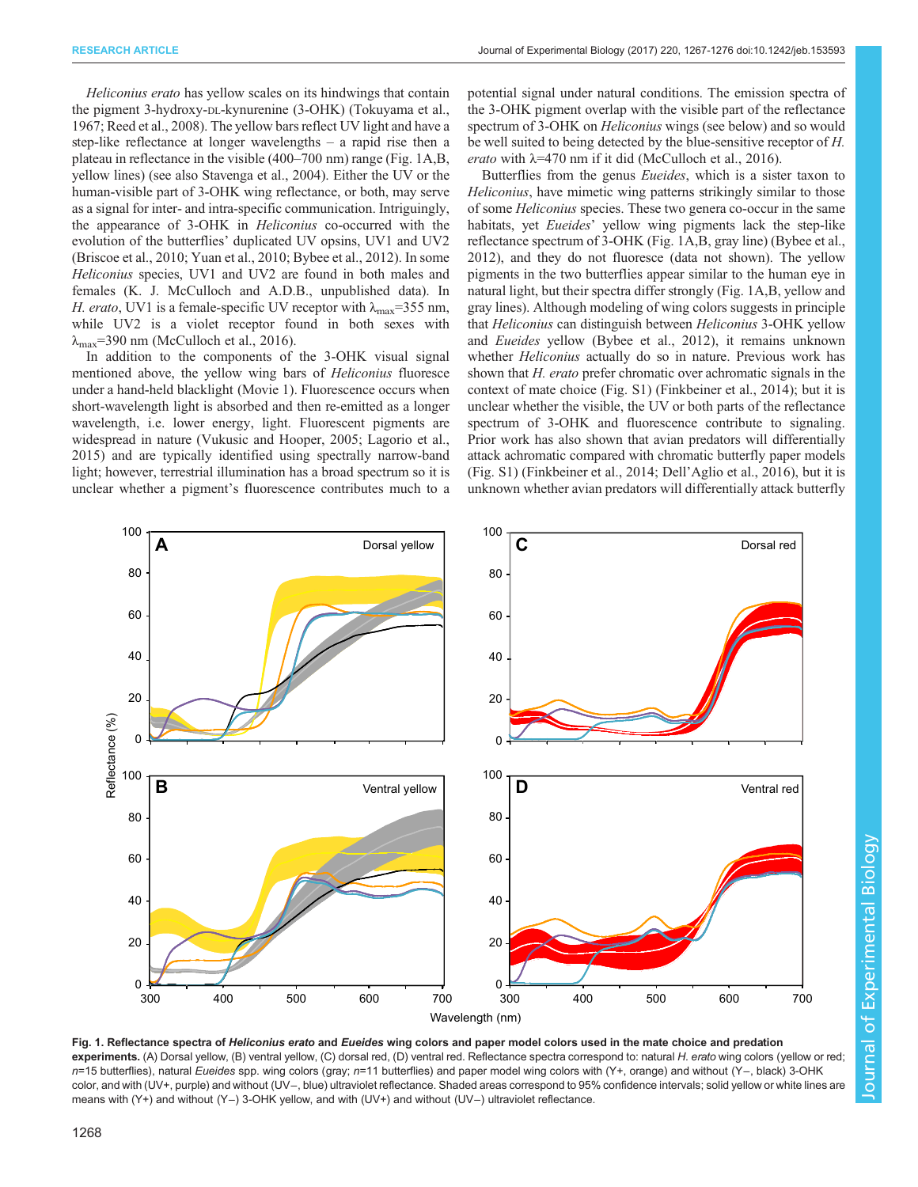*Heliconius erato* has yellow scales on its hindwings that contain the pigment 3-hydroxy-DL-kynurenine (3-OHK) (Tokuyama et al., 1967; Reed et al., 2008). The yellow bars reflect UV light and have a step-like reflectance at longer wavelengths – a rapid rise then a plateau in reflectance in the visible (400–700 nm) range (Fig. 1A,B, yellow lines) (see also Stavenga et al., 2004). Either the UV or the human-visible part of 3-OHK wing reflectance, or both, may serve as a signal for inter- and intra-specific communication. Intriguingly, the appearance of 3-OHK in *Heliconius* co-occurred with the evolution of the butterflies' duplicated UV opsins, UV1 and UV2 (Briscoe et al., 2010; Yuan et al., 2010; Bybee et al., 2012). In some *Heliconius* species, UV1 and UV2 are found in both males and females (K. J. McCulloch and A.D.B., unpublished data). In *H. erato*, UV1 is a female-specific UV receptor with $\lambda_{max}$=355 nm, while UV2 is a violet receptor found in both sexes with $\lambda_{max}$=390 nm (McCulloch et al., 2016).

In addition to the components of the 3-OHK visual signal mentioned above, the yellow wing bars of *Heliconius* fluoresce under a hand-held blacklight (Movie 1). Fluorescence occurs when short-wavelength light is absorbed and then re-emitted as a longer wavelength, i.e. lower energy, light. Fluorescent pigments are widespread in nature (Vukusic and Hooper, 2005; Lagorio et al., 2015) and are typically identified using spectrally narrow-band light; however, terrestrial illumination has a broad spectrum so it is unclear whether a pigment's fluorescence contributes much to a potential signal under natural conditions. The emission spectra of the 3-OHK pigment overlap with the visible part of the reflectance spectrum of 3-OHK on *Heliconius* wings (see below) and so would be well suited to being detected by the blue-sensitive receptor of *H. erato* with $\lambda$=470 nm if it did (McCulloch et al., 2016).

Butterflies from the genus *Eueides*, which is a sister taxon to *Heliconius*, have mimetic wing patterns strikingly similar to those of some *Heliconius* species. These two genera co-occur in the same habitats, yet *Eueides*' yellow wing pigments lack the step-like reflectance spectrum of 3-OHK (Fig. 1A,B, gray line) (Bybee et al., 2012), and they do not fluoresce (data not shown). The yellow pigments in the two butterflies appear similar to the human eye in natural light, but their spectra differ strongly (Fig. 1A,B, yellow and gray lines). Although modeling of wing colors suggests in principle that *Heliconius* can distinguish between *Heliconius* 3-OHK yellow and *Eueides* yellow (Bybee et al., 2012), it remains unknown whether *Heliconius* actually do so in nature. Previous work has shown that *H. erato* prefer chromatic over achromatic signals in the context of mate choice (Fig. S1) (Finkbeiner et al., 2014); but it is unclear whether the visible, the UV or both parts of the reflectance spectrum of 3-OHK and fluorescence contribute to signaling. Prior work has also shown that avian predators will differentially attack achromatic compared with chromatic butterfly paper models (Fig. S1) (Finkbeiner et al., 2014; Dell'Aglio et al., 2016), but it is unknown whether avian predators will differentially attack butterfly

**Fig. 1. Reflectance spectra of *Heliconius erato* and *Eueides* wing colors and paper model colors used in the mate choice and predation experiments.** (A) Dorsal yellow, (B) ventral yellow, (C) dorsal red, (D) ventral red. Reflectance spectra correspond to: natural *H. erato* wing colors (yellow or red; *n*=15 butterflies), natural *Eueides* spp. wing colors (gray; *n*=11 butterflies) and paper model wing colors with (Y+, orange) and without (Y−, black) 3-OHK color, and with (UV+, purple) and without (UV−, blue) ultraviolet reflectance. Shaded areas correspond to 95% confidence intervals; solid yellow or white lines are means with (Y+) and without (Y−) 3-OHK yellow, and with (UV+) and without (UV−) ultraviolet reflectance.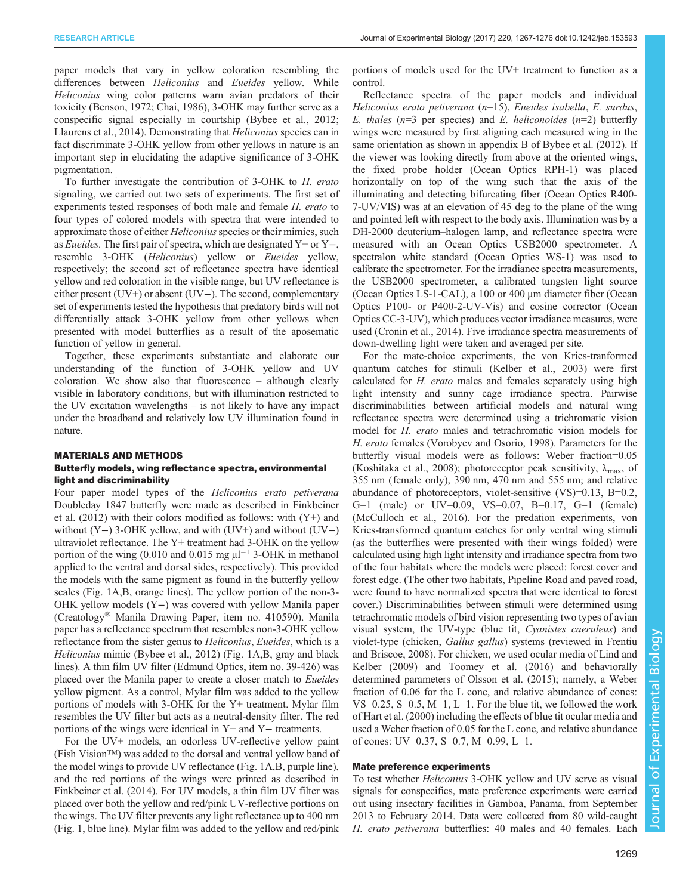paper models that vary in yellow coloration resembling the differences between *Heliconius* and *Eueides* yellow. While *Heliconius* wing color patterns warn avian predators of their toxicity (Benson, 1972; Chai, 1986), 3-OHK may further serve as a conspecific signal especially in courtship (Bybee et al., 2012; Llaurens et al., 2014). Demonstrating that *Heliconius* species can in fact discriminate 3-OHK yellow from other yellows in nature is an important step in elucidating the adaptive significance of 3-OHK pigmentation.

To further investigate the contribution of 3-OHK to *H. erato* signaling, we carried out two sets of experiments. The first set of experiments tested responses of both male and female *H. erato* to four types of colored models with spectra that were intended to approximate those of either *Heliconius* species or their mimics, such as *Eueides*. The first pair of spectra, which are designated Y+ or Y−, resemble 3-OHK (*Heliconius*) yellow or *Eueides* yellow, respectively; the second set of reflectance spectra have identical yellow and red coloration in the visible range, but UV reflectance is either present (UV+) or absent (UV−). The second, complementary set of experiments tested the hypothesis that predatory birds will not differentially attack 3-OHK yellow from other yellows when presented with model butterflies as a result of the aposematic function of yellow in general.

Together, these experiments substantiate and elaborate our understanding of the function of 3-OHK yellow and UV coloration. We show also that fluorescence – although clearly visible in laboratory conditions, but with illumination restricted to the UV excitation wavelengths – is not likely to have any impact under the broadband and relatively low UV illumination found in nature.

## MATERIALS AND METHODS

### Butterfly models, wing reflectance spectra, environmental light and discriminability

Four paper model types of the *Heliconius erato petiverana* Doubleday 1847 butterfly were made as described in Finkbeiner et al. (2012) with their colors modified as follows: with (Y+) and without (Y−) 3-OHK yellow, and with (UV+) and without (UV−) ultraviolet reflectance. The Y+ treatment had 3-OHK on the yellow portion of the wing (0.010 and 0.015 mg μl$^{-1}$ 3-OHK in methanol applied to the ventral and dorsal sides, respectively). This provided the models with the same pigment as found in the butterfly yellow scales (Fig. 1A,B, orange lines). The yellow portion of the non-3-OHK yellow models (Y−) was covered with yellow Manila paper (Creatology® Manila Drawing Paper, item no. 410590). Manila paper has a reflectance spectrum that resembles non-3-OHK yellow reflectance from the sister genus to *Heliconius*, *Eueides*, which is a *Heliconius* mimic (Bybee et al., 2012) (Fig. 1A,B, gray and black lines). A thin film UV filter (Edmund Optics, item no. 39-426) was placed over the Manila paper to create a closer match to *Eueides* yellow pigment. As a control, Mylar film was added to the yellow portions of models with 3-OHK for the Y+ treatment. Mylar film resembles the UV filter but acts as a neutral-density filter. The red portions of the wings were identical in Y+ and Y− treatments.

For the UV+ models, an odorless UV-reflective yellow paint (Fish Vision™) was added to the dorsal and ventral yellow band of the model wings to provide UV reflectance (Fig. 1A,B, purple line), and the red portions of the wings were printed as described in Finkbeiner et al. (2014). For UV models, a thin film UV filter was placed over both the yellow and red/pink UV-reflective portions on the wings. The UV filter prevents any light reflectance up to 400 nm (Fig. 1, blue line). Mylar film was added to the yellow and red/pink portions of models used for the UV+ treatment to function as a control.

Reflectance spectra of the paper models and individual *Heliconius erato petiverana* (*n*=15), *Eueides isabella*, *E. surdus*, *E. thales* (*n*=3 per species) and *E. heliconoides* (*n*=2) butterfly wings were measured by first aligning each measured wing in the same orientation as shown in appendix B of Bybee et al. (2012). If the viewer was looking directly from above at the oriented wings, the fixed probe holder (Ocean Optics RPH-1) was placed horizontally on top of the wing such that the axis of the illuminating and detecting bifurcating fiber (Ocean Optics R400-7-UV/VIS) was at an elevation of 45 deg to the plane of the wing and pointed left with respect to the body axis. Illumination was by a DH-2000 deuterium–halogen lamp, and reflectance spectra were measured with an Ocean Optics USB2000 spectrometer. A spectralon white standard (Ocean Optics WS-1) was used to calibrate the spectrometer. For the irradiance spectra measurements, the USB2000 spectrometer, a calibrated tungsten light source (Ocean Optics LS-1-CAL), a 100 or 400 μm diameter fiber (Ocean Optics P100- or P400-2-UV-Vis) and cosine corrector (Ocean Optics CC-3-UV), which produces vector irradiance measures, were used (Cronin et al., 2014). Five irradiance spectra measurements of down-dwelling light were taken and averaged per site.

For the mate-choice experiments, the von Kries-tranformed quantum catches for stimuli (Kelber et al., 2003) were first calculated for *H. erato* males and females separately using high light intensity and sunny cage irradiance spectra. Pairwise discriminabilities between artificial models and natural wing reflectance spectra were determined using a trichromatic vision model for *H. erato* males and tetrachromatic vision models for *H. erato* females (Vorobyev and Osorio, 1998). Parameters for the butterfly visual models were as follows: Weber fraction=0.05 (Koshitaka et al., 2008); photoreceptor peak sensitivity, $\lambda_{max}$, of 355 nm (female only), 390 nm, 470 nm and 555 nm; and relative abundance of photoreceptors, violet-sensitive (VS)=0.13, B=0.2, G=1 (male) or UV=0.07, VS=0.09, B=0.17, G=1 (female) (McCulloch et al., 2016). For the predation experiments, von Kries-transformed quantum catches for only ventral wing stimuli (as the butterflies were presented with their wings folded) were calculated using high light intensity and irradiance spectra from two of the four habitats where the models were placed: forest cover and forest edge. (The other two habitats, Pipeline Road and paved road, were found to have normalized spectra that were identical to forest cover.) Discriminabilities between stimuli were determined using tetrachromatic models of bird vision representing two types of avian visual system, the UV-type (blue tit, *Cyanistes caeruleus*) and violet-type (chicken, *Gallus gallus*) systems (reviewed in Frentiu and Briscoe, 2008). For chicken, we used ocular media of Lind and Kelber (2009) and Toomey et al. (2016) and behaviorally determined parameters of Olsson et al. (2015); namely, a Weber fraction of 0.06 for the L cone, and relative abundance of cones: VS=0.25, S=0.5, M=1, L=1. For the blue tit, we followed the work of Hart et al. (2000) including the effects of blue tit ocular media and used a Weber fraction of 0.05 for the L cone, and relative abundance of cones: UV=0.37, S=0.7, M=0.99, L=1.

### Mate preference experiments

To test whether *Heliconius* 3-OHK yellow and UV serve as visual signals for conspecifics, mate preference experiments were carried out using insectary facilities in Gamboa, Panama, from September 2013 to February 2014. Data were collected from 80 wild-caught *H. erato petiverana* butterflies: 40 males and 40 females. Each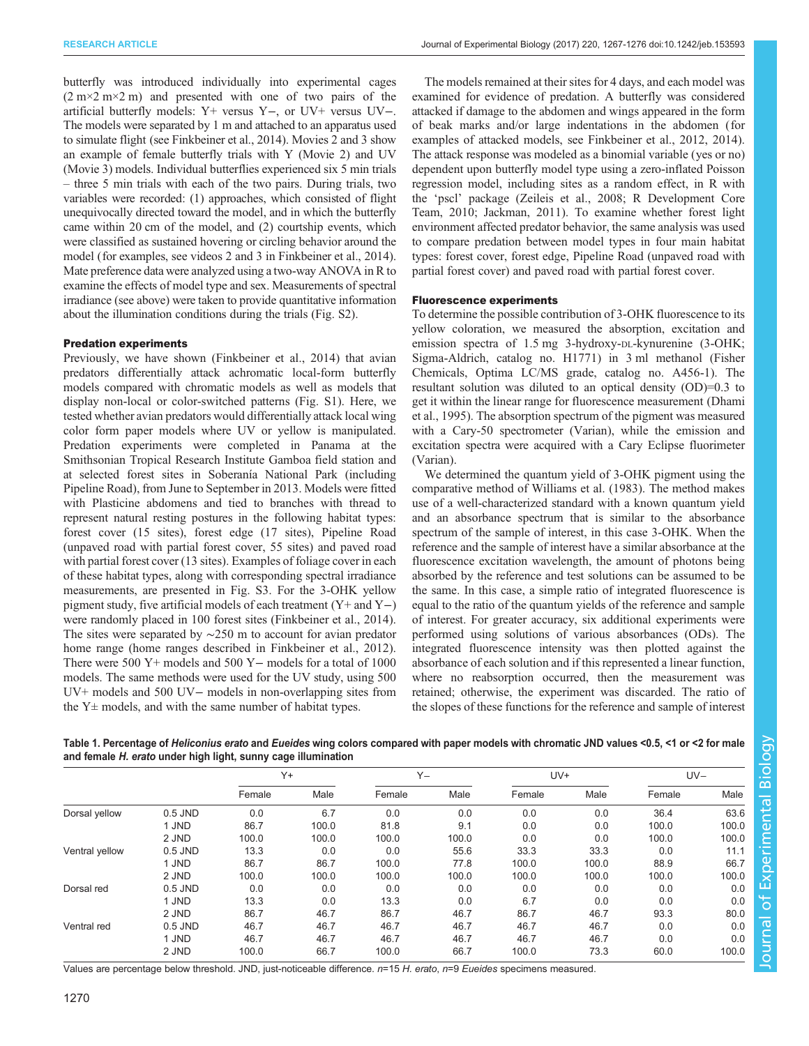butterfly was introduced individually into experimental cages (2 m×2 m×2 m) and presented with one of two pairs of the artificial butterfly models: Y+ versus Y−, or UV+ versus UV−. The models were separated by 1 m and attached to an apparatus used to simulate flight (see Finkbeiner et al., 2014). Movies 2 and 3 show an example of female butterfly trials with Y (Movie 2) and UV (Movie 3) models. Individual butterflies experienced six 5 min trials – three 5 min trials with each of the two pairs. During trials, two variables were recorded: (1) approaches, which consisted of flight unequivocally directed toward the model, and in which the butterfly came within 20 cm of the model, and (2) courtship events, which were classified as sustained hovering or circling behavior around the model (for examples, see videos 2 and 3 in Finkbeiner et al., 2014). Mate preference data were analyzed using a two-way ANOVA in R to examine the effects of model type and sex. Measurements of spectral irradiance (see above) were taken to provide quantitative information about the illumination conditions during the trials (Fig. S2).

### Predation experiments

Previously, we have shown (Finkbeiner et al., 2014) that avian predators differentially attack achromatic local-form butterfly models compared with chromatic models as well as models that display non-local or color-switched patterns (Fig. S1). Here, we tested whether avian predators would differentially attack local wing color form paper models where UV or yellow is manipulated. Predation experiments were completed in Panama at the Smithsonian Tropical Research Institute Gamboa field station and at selected forest sites in Soberanía National Park (including Pipeline Road), from June to September in 2013. Models were fitted with Plasticine abdomens and tied to branches with thread to represent natural resting postures in the following habitat types: forest cover (15 sites), forest edge (17 sites), Pipeline Road (unpaved road with partial forest cover, 55 sites) and paved road with partial forest cover (13 sites). Examples of foliage cover in each of these habitat types, along with corresponding spectral irradiance measurements, are presented in Fig. S3. For the 3-OHK yellow pigment study, five artificial models of each treatment (Y+ and Y−) were randomly placed in 100 forest sites (Finkbeiner et al., 2014). The sites were separated by ∼250 m to account for avian predator home range (home ranges described in Finkbeiner et al., 2012). There were 500 Y+ models and 500 Y− models for a total of 1000 models. The same methods were used for the UV study, using 500 UV+ models and 500 UV− models in non-overlapping sites from the Y± models, and with the same number of habitat types.

The models remained at their sites for 4 days, and each model was examined for evidence of predation. A butterfly was considered attacked if damage to the abdomen and wings appeared in the form of beak marks and/or large indentations in the abdomen (for examples of attacked models, see Finkbeiner et al., 2012, 2014). The attack response was modeled as a binomial variable (yes or no) dependent upon butterfly model type using a zero-inflated Poisson regression model, including sites as a random effect, in R with the 'pscl' package (Zeileis et al., 2008; R Development Core Team, 2010; Jackman, 2011). To examine whether forest light environment affected predator behavior, the same analysis was used to compare predation between model types in four main habitat types: forest cover, forest edge, Pipeline Road (unpaved road with partial forest cover) and paved road with partial forest cover.

### Fluorescence experiments

To determine the possible contribution of 3-OHK fluorescence to its yellow coloration, we measured the absorption, excitation and emission spectra of 1.5 mg 3-hydroxy-DL-kynurenine (3-OHK; Sigma-Aldrich, catalog no. H1771) in 3 ml methanol (Fisher Chemicals, Optima LC/MS grade, catalog no. A456-1). The resultant solution was diluted to an optical density (OD)=0.3 to get it within the linear range for fluorescence measurement (Dhami et al., 1995). The absorption spectrum of the pigment was measured with a Cary-50 spectrometer (Varian), while the emission and excitation spectra were acquired with a Cary Eclipse fluorimeter (Varian).

We determined the quantum yield of 3-OHK pigment using the comparative method of Williams et al. (1983). The method makes use of a well-characterized standard with a known quantum yield and an absorbance spectrum that is similar to the absorbance spectrum of the sample of interest, in this case 3-OHK. When the reference and the sample of interest have a similar absorbance at the fluorescence excitation wavelength, the amount of photons being absorbed by the reference and test solutions can be assumed to be the same. In this case, a simple ratio of integrated fluorescence is equal to the ratio of the quantum yields of the reference and sample of interest. For greater accuracy, six additional experiments were performed using solutions of various absorbances (ODs). The integrated fluorescence intensity was then plotted against the absorbance of each solution and if this represented a linear function, where no reabsorption occurred, then the measurement was retained; otherwise, the experiment was discarded. The ratio of the slopes of these functions for the reference and sample of interest

**Table 1. Percentage of *Heliconius erato* and *Eueides* wing colors compared with paper models with chromatic JND values <0.5, <1 or <2 for male and female *H. erato* under high light, sunny cage illumination**

| | | Y+ | | Y− | | UV+ | | UV− | |
|---|---|---|---|---|---|---|---|---|---|
| | | Female | Male | Female | Male | Female | Male | Female | Male |
| Dorsal yellow | 0.5 JND | 0.0 | 6.7 | 0.0 | 0.0 | 0.0 | 0.0 | 36.4 | 63.6 |
| | 1 JND | 86.7 | 100.0 | 81.8 | 9.1 | 0.0 | 0.0 | 100.0 | 100.0 |
| | 2 JND | 100.0 | 100.0 | 100.0 | 100.0 | 0.0 | 0.0 | 100.0 | 100.0 |
| Ventral yellow | 0.5 JND | 13.3 | 0.0 | 0.0 | 55.6 | 33.3 | 33.3 | 0.0 | 11.1 |
| | 1 JND | 86.7 | 86.7 | 100.0 | 77.8 | 100.0 | 100.0 | 88.9 | 66.7 |
| | 2 JND | 100.0 | 100.0 | 100.0 | 100.0 | 100.0 | 100.0 | 100.0 | 100.0 |
| Dorsal red | 0.5 JND | 0.0 | 0.0 | 0.0 | 0.0 | 0.0 | 0.0 | 0.0 | 0.0 |
| | 1 JND | 13.3 | 0.0 | 13.3 | 0.0 | 6.7 | 0.0 | 0.0 | 0.0 |
| | 2 JND | 86.7 | 46.7 | 86.7 | 46.7 | 86.7 | 46.7 | 93.3 | 80.0 |
| Ventral red | 0.5 JND | 46.7 | 46.7 | 46.7 | 46.7 | 46.7 | 46.7 | 0.0 | 0.0 |
| | 1 JND | 46.7 | 46.7 | 46.7 | 46.7 | 46.7 | 46.7 | 0.0 | 0.0 |
| | 2 JND | 100.0 | 66.7 | 100.0 | 66.7 | 100.0 | 73.3 | 60.0 | 100.0 |

Values are percentage below threshold. JND, just-noticeable difference. *n*=15 *H. erato*, *n*=9 *Eueides* specimens measured.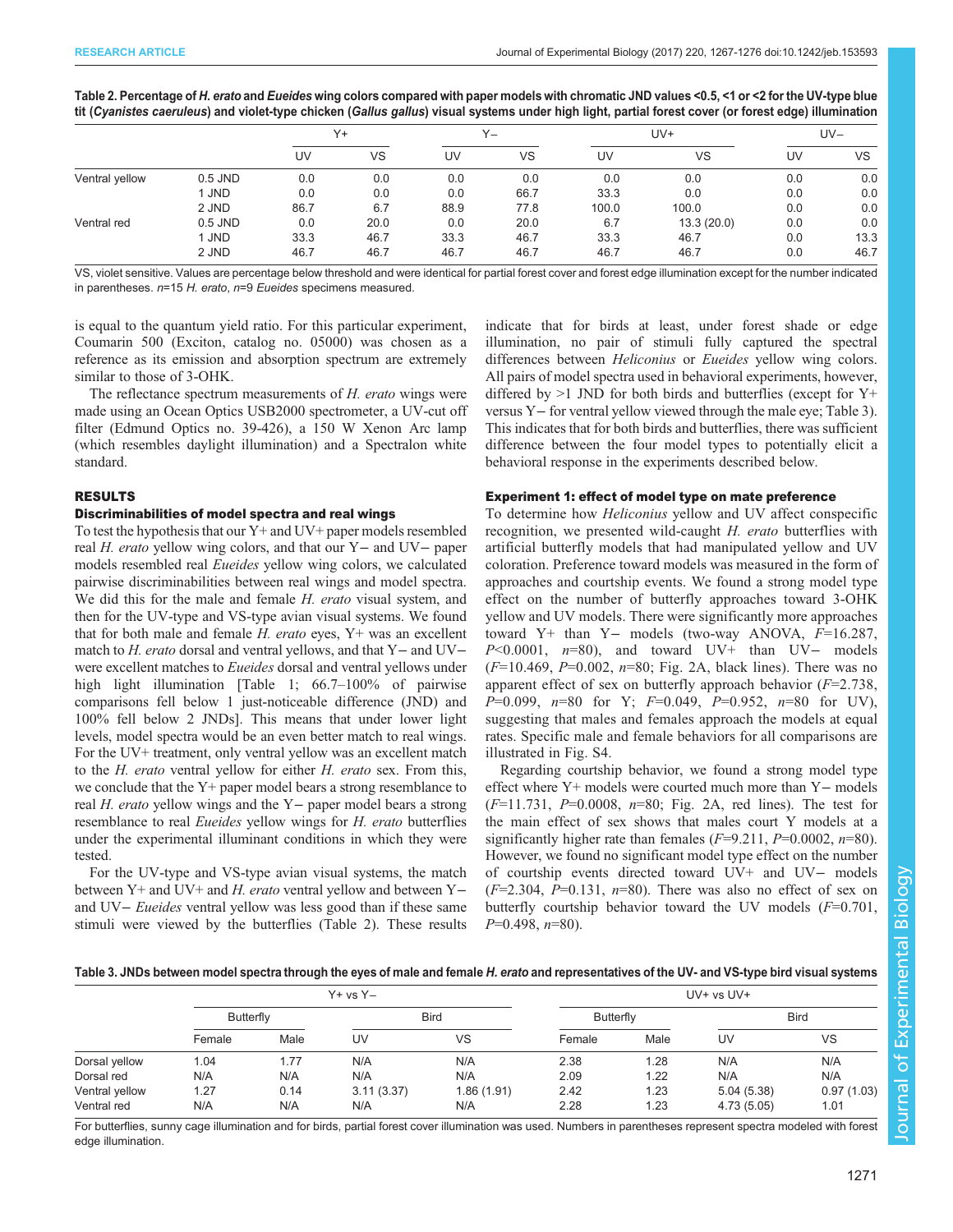**Table 2. Percentage of *H. erato* and *Eueides* wing colors compared with paper models with chromatic JND values <0.5, <1 or <2 for the UV-type blue tit (*Cyanistes caeruleus*) and violet-type chicken (*Gallus gallus*) visual systems under high light, partial forest cover (or forest edge) illumination**

| | | Y+ | | Y− | | UV+ | | UV− | |
|---|---|---|---|---|---|---|---|---|---|
| | | UV | VS | UV | VS | UV | VS | UV | VS |
| Ventral yellow | 0.5 JND | 0.0 | 0.0 | 0.0 | 0.0 | 0.0 | 0.0 | 0.0 | 0.0 |
| | 1 JND | 0.0 | 0.0 | 0.0 | 66.7 | 33.3 | 0.0 | 0.0 | 0.0 |
| | 2 JND | 86.7 | 6.7 | 88.9 | 77.8 | 100.0 | 100.0 | 0.0 | 0.0 |
| Ventral red | 0.5 JND | 0.0 | 20.0 | 0.0 | 20.0 | 6.7 | 13.3 (20.0) | 0.0 | 0.0 |
| | 1 JND | 33.3 | 46.7 | 33.3 | 46.7 | 33.3 | 46.7 | 0.0 | 13.3 |
| | 2 JND | 46.7 | 46.7 | 46.7 | 46.7 | 46.7 | 46.7 | 0.0 | 46.7 |

VS, violet sensitive. Values are percentage below threshold and were identical for partial forest cover and forest edge illumination except for the number indicated in parentheses. $n$=15 *H. erato*, $n$=9 *Eueides* specimens measured.

is equal to the quantum yield ratio. For this particular experiment, Coumarin 500 (Exciton, catalog no. 05000) was chosen as a reference as its emission and absorption spectrum are extremely similar to those of 3-OHK.

The reflectance spectrum measurements of *H. erato* wings were made using an Ocean Optics USB2000 spectrometer, a UV-cut off filter (Edmund Optics no. 39-426), a 150 W Xenon Arc lamp (which resembles daylight illumination) and a Spectralon white standard.

## RESULTS

### Discriminabilities of model spectra and real wings

To test the hypothesis that our Y+ and UV+ paper models resembled real *H. erato* yellow wing colors, and that our Y− and UV− paper models resembled real *Eueides* yellow wing colors, we calculated pairwise discriminabilities between real wings and model spectra. We did this for the male and female *H. erato* visual system, and then for the UV-type and VS-type avian visual systems. We found that for both male and female *H. erato* eyes, Y+ was an excellent match to *H. erato* dorsal and ventral yellows, and that Y− and UV− were excellent matches to *Eueides* dorsal and ventral yellows under high light illumination [Table 1; 66.7–100% of pairwise comparisons fell below 1 just-noticeable difference (JND) and 100% fell below 2 JNDs]. This means that under lower light levels, model spectra would be an even better match to real wings. For the UV+ treatment, only ventral yellow was an excellent match to the *H. erato* ventral yellow for either *H. erato* sex. From this, we conclude that the Y+ paper model bears a strong resemblance to real *H. erato* yellow wings and the Y− paper model bears a strong resemblance to real *Eueides* yellow wings for *H. erato* butterflies under the experimental illuminant conditions in which they were tested.

For the UV-type and VS-type avian visual systems, the match between Y+ and UV+ and *H. erato* ventral yellow and between Y− and UV− *Eueides* ventral yellow was less good than if these same stimuli were viewed by the butterflies (Table 2). These results indicate that for birds at least, under forest shade or edge illumination, no pair of stimuli fully captured the spectral differences between *Heliconius* or *Eueides* yellow wing colors. All pairs of model spectra used in behavioral experiments, however, differed by >1 JND for both birds and butterflies (except for Y+ versus Y− for ventral yellow viewed through the male eye; Table 3). This indicates that for both birds and butterflies, there was sufficient difference between the four model types to potentially elicit a behavioral response in the experiments described below.

### Experiment 1: effect of model type on mate preference

To determine how *Heliconius* yellow and UV affect conspecific recognition, we presented wild-caught *H. erato* butterflies with artificial butterfly models that had manipulated yellow and UV coloration. Preference toward models was measured in the form of approaches and courtship events. We found a strong model type effect on the number of butterfly approaches toward 3-OHK yellow and UV models. There were significantly more approaches toward Y+ than Y− models (two-way ANOVA, $F$=16.287, $P$<0.0001, $n$=80), and toward UV+ than UV− models ($F$=10.469, $P$=0.002, $n$=80; Fig. 2A, black lines). There was no apparent effect of sex on butterfly approach behavior ($F$=2.738, $P$=0.099, $n$=80 for Y; $F$=0.049, $P$=0.952, $n$=80 for UV), suggesting that males and females approach the models at equal rates. Specific male and female behaviors for all comparisons are illustrated in Fig. S4.

Regarding courtship behavior, we found a strong model type effect where Y+ models were courted much more than Y− models ($F$=11.731, $P$=0.0008, $n$=80; Fig. 2A, red lines). The test for the main effect of sex shows that males court Y models at a significantly higher rate than females ($F$=9.211, $P$=0.0002, $n$=80). However, we found no significant model type effect on the number of courtship events directed toward UV+ and UV− models ($F$=2.304, $P$=0.131, $n$=80). There was also no effect of sex on butterfly courtship behavior toward the UV models ($F$=0.701, $P$=0.498, $n$=80).

**Table 3. JNDs between model spectra through the eyes of male and female *H. erato* and representatives of the UV- and VS-type bird visual systems**

| | Y+ vs Y− | | | | UV+ vs UV+ | | | |
|---|---|---|---|---|---|---|---|---|
| | Butterfly | | Bird | | Butterfly | | Bird | |
| | Female | Male | UV | VS | Female | Male | UV | VS |
| Dorsal yellow | 1.04 | 1.77 | N/A | N/A | 2.38 | 1.28 | N/A | N/A |
| Dorsal red | N/A | N/A | N/A | N/A | 2.09 | 1.22 | N/A | N/A |
| Ventral yellow | 1.27 | 0.14 | 3.11 (3.37) | 1.86 (1.91) | 2.42 | 1.23 | 5.04 (5.38) | 0.97 (1.03) |
| Ventral red | N/A | N/A | N/A | N/A | 2.28 | 1.23 | 4.73 (5.05) | 1.01 |

For butterflies, sunny cage illumination and for birds, partial forest cover illumination was used. Numbers in parentheses represent spectra modeled with forest edge illumination.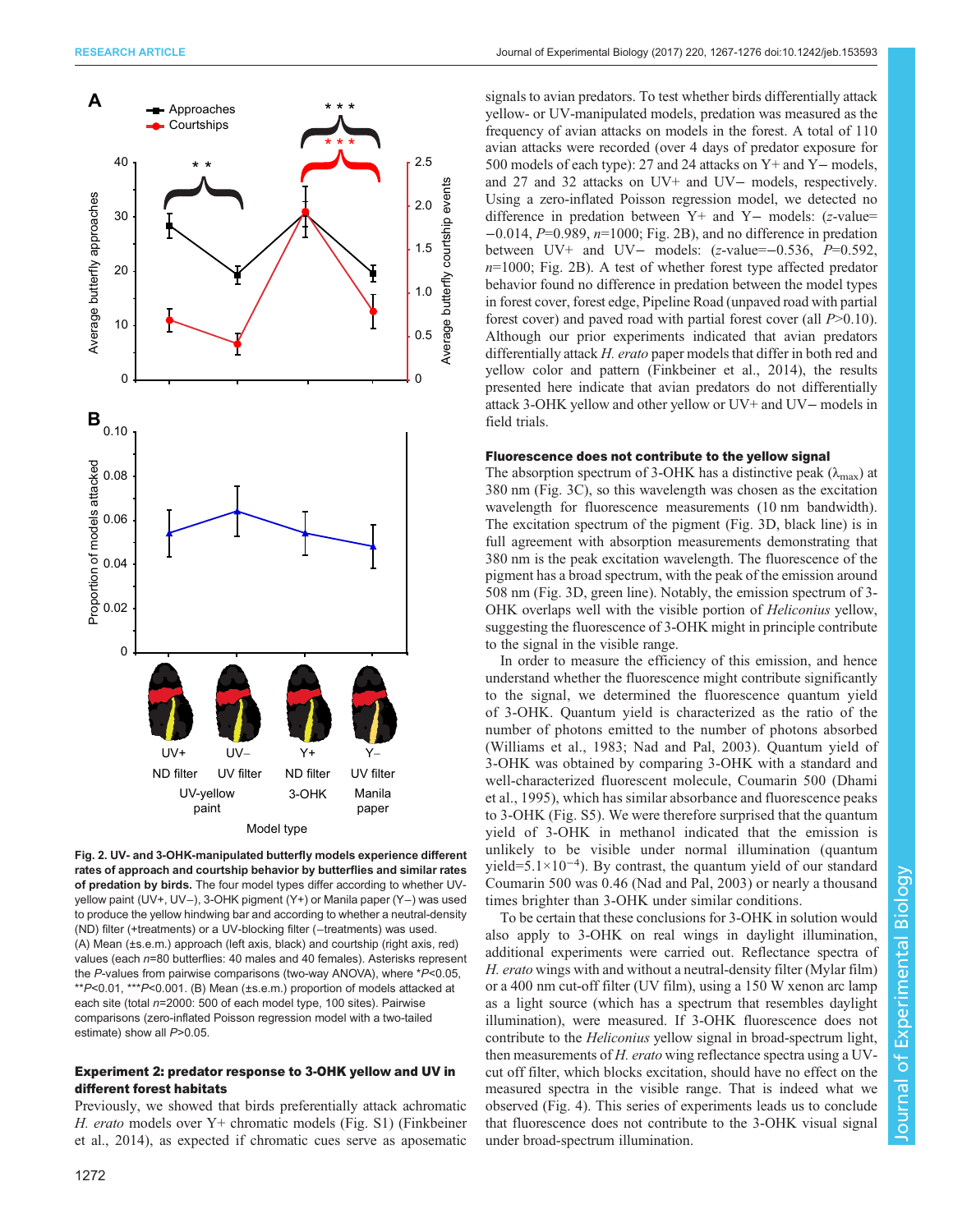Fig. 2. UV- and 3-OHK-manipulated butterfly models experience different rates of approach and courtship behavior by butterflies and similar rates of predation by birds. The four model types differ according to whether UV-yellow paint (UV+, UV−), 3-OHK pigment (Y+) or Manila paper (Y−) was used to produce the yellow hindwing bar and according to whether a neutral-density (ND) filter (+treatments) or a UV-blocking filter (−treatments) was used. (A) Mean (±s.e.m.) approach (left axis, black) and courtship (right axis, red) values (each $n$=80 butterflies: 40 males and 40 females). Asterisks represent the $P$-values from pairwise comparisons (two-way ANOVA), where *$P$<0.05, **$P$<0.01, ***$P$<0.001. (B) Mean (±s.e.m.) proportion of models attacked at each site (total $n$=2000: 500 of each model type, 100 sites). Pairwise comparisons (zero-inflated Poisson regression model with a two-tailed estimate) show all $P$>0.05.

### Experiment 2: predator response to 3-OHK yellow and UV in different forest habitats

Previously, we showed that birds preferentially attack achromatic *H. erato* models over Y+ chromatic models (Fig. S1) (Finkbeiner et al., 2014), as expected if chromatic cues serve as aposematic signals to avian predators. To test whether birds differentially attack yellow- or UV-manipulated models, predation was measured as the frequency of avian attacks on models in the forest. A total of 110 avian attacks were recorded (over 4 days of predator exposure for 500 models of each type): 27 and 24 attacks on Y+ and Y− models, and 27 and 32 attacks on UV+ and UV− models, respectively. Using a zero-inflated Poisson regression model, we detected no difference in predation between Y+ and Y− models: ($z$-value= −0.014, $P$=0.989, $n$=1000; Fig. 2B), and no difference in predation between UV+ and UV− models: ($z$-value=−0.536, $P$=0.592, $n$=1000; Fig. 2B). A test of whether forest type affected predator behavior found no difference in predation between the model types in forest cover, forest edge, Pipeline Road (unpaved road with partial forest cover) and paved road with partial forest cover (all $P$>0.10). Although our prior experiments indicated that avian predators differentially attack *H. erato* paper models that differ in both red and yellow color and pattern (Finkbeiner et al., 2014), the results presented here indicate that avian predators do not differentially attack 3-OHK yellow and other yellow or UV+ and UV− models in field trials.

### Fluorescence does not contribute to the yellow signal

The absorption spectrum of 3-OHK has a distinctive peak ($\lambda_{max}$) at 380 nm (Fig. 3C), so this wavelength was chosen as the excitation wavelength for fluorescence measurements (10 nm bandwidth). The excitation spectrum of the pigment (Fig. 3D, black line) is in full agreement with absorption measurements demonstrating that 380 nm is the peak excitation wavelength. The fluorescence of the pigment has a broad spectrum, with the peak of the emission around 508 nm (Fig. 3D, green line). Notably, the emission spectrum of 3-OHK overlaps well with the visible portion of *Heliconius* yellow, suggesting the fluorescence of 3-OHK might in principle contribute to the signal in the visible range.

In order to measure the efficiency of this emission, and hence understand whether the fluorescence might contribute significantly to the signal, we determined the fluorescence quantum yield of 3-OHK. Quantum yield is characterized as the ratio of the number of photons emitted to the number of photons absorbed (Williams et al., 1983; Nad and Pal, 2003). Quantum yield of 3-OHK was obtained by comparing 3-OHK with a standard and well-characterized fluorescent molecule, Coumarin 500 (Dhami et al., 1995), which has similar absorbance and fluorescence peaks to 3-OHK (Fig. S5). We were therefore surprised that the quantum yield of 3-OHK in methanol indicated that the emission is unlikely to be visible under normal illumination (quantum yield=$5.1\times10^{-4}$). By contrast, the quantum yield of our standard Coumarin 500 was 0.46 (Nad and Pal, 2003) or nearly a thousand times brighter than 3-OHK under similar conditions.

To be certain that these conclusions for 3-OHK in solution would also apply to 3-OHK on real wings in daylight illumination, additional experiments were carried out. Reflectance spectra of *H. erato* wings with and without a neutral-density filter (Mylar film) or a 400 nm cut-off filter (UV film), using a 150 W xenon arc lamp as a light source (which has a spectrum that resembles daylight illumination), were measured. If 3-OHK fluorescence does not contribute to the *Heliconius* yellow signal in broad-spectrum light, then measurements of *H. erato* wing reflectance spectra using a UV-cut off filter, which blocks excitation, should have no effect on the measured spectra in the visible range. That is indeed what we observed (Fig. 4). This series of experiments leads us to conclude that fluorescence does not contribute to the 3-OHK visual signal under broad-spectrum illumination.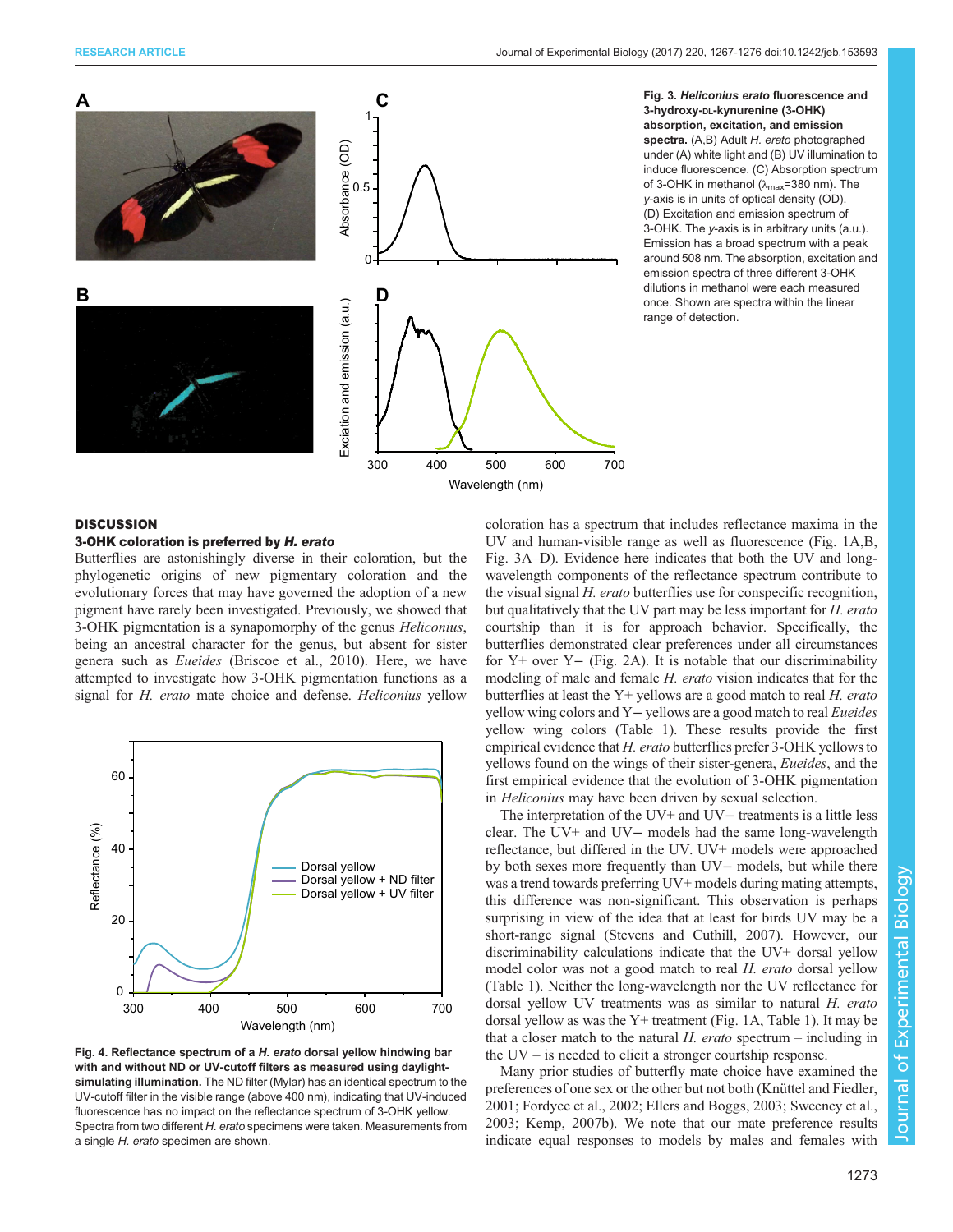**Fig. 3. *Heliconius erato* fluorescence and 3-hydroxy-DL-kynurenine (3-OHK) absorption, excitation, and emission spectra.** (A,B) Adult *H. erato* photographed under (A) white light and (B) UV illumination to induce fluorescence. (C) Absorption spectrum of 3-OHK in methanol ($\lambda_{max}$=380 nm). The *y*-axis is in units of optical density (OD). (D) Excitation and emission spectrum of 3-OHK. The *y*-axis is in arbitrary units (a.u.). Emission has a broad spectrum with a peak around 508 nm. The absorption, excitation and emission spectra of three different 3-OHK dilutions in methanol were each measured once. Shown are spectra within the linear range of detection.

## DISCUSSION

### 3-OHK coloration is preferred by *H. erato*

Butterflies are astonishingly diverse in their coloration, but the phylogenetic origins of new pigmentary coloration and the evolutionary forces that may have governed the adoption of a new pigment have rarely been investigated. Previously, we showed that 3-OHK pigmentation is a synapomorphy of the genus *Heliconius*, being an ancestral character for the genus, but absent for sister genera such as *Eueides* (Briscoe et al., 2010). Here, we have attempted to investigate how 3-OHK pigmentation functions as a signal for *H. erato* mate choice and defense. *Heliconius* yellow coloration has a spectrum that includes reflectance maxima in the UV and human-visible range as well as fluorescence (Fig. 1A,B, Fig. 3A–D). Evidence here indicates that both the UV and long-wavelength components of the reflectance spectrum contribute to the visual signal *H. erato* butterflies use for conspecific recognition, but qualitatively that the UV part may be less important for *H. erato* courtship than it is for approach behavior. Specifically, the butterflies demonstrated clear preferences under all circumstances for Y+ over Y− (Fig. 2A). It is notable that our discriminability modeling of male and female *H. erato* vision indicates that for the butterflies at least the Y+ yellows are a good match to real *H. erato* yellow wing colors and Y− yellows are a good match to real *Eueides* yellow wing colors (Table 1). These results provide the first empirical evidence that *H. erato* butterflies prefer 3-OHK yellows to yellows found on the wings of their sister-genera, *Eueides*, and the first empirical evidence that the evolution of 3-OHK pigmentation in *Heliconius* may have been driven by sexual selection.

The interpretation of the UV+ and UV− treatments is a little less clear. The UV+ and UV− models had the same long-wavelength reflectance, but differed in the UV. UV+ models were approached by both sexes more frequently than UV− models, but while there was a trend towards preferring UV+ models during mating attempts, this difference was non-significant. This observation is perhaps surprising in view of the idea that at least for birds UV may be a short-range signal (Stevens and Cuthill, 2007). However, our discriminability calculations indicate that the UV+ dorsal yellow model color was not a good match to real *H. erato* dorsal yellow (Table 1). Neither the long-wavelength nor the UV reflectance for dorsal yellow UV treatments was as similar to natural *H. erato* dorsal yellow as was the Y+ treatment (Fig. 1A, Table 1). It may be that a closer match to the natural *H. erato* spectrum – including in the UV – is needed to elicit a stronger courtship response.

Many prior studies of butterfly mate choice have examined the preferences of one sex or the other but not both (Knüttel and Fiedler, 2001; Fordyce et al., 2002; Ellers and Boggs, 2003; Sweeney et al., 2003; Kemp, 2007b). We note that our mate preference results indicate equal responses to models by males and females with

**Fig. 4. Reflectance spectrum of a *H. erato* dorsal yellow hindwing bar with and without ND or UV-cutoff filters as measured using daylight-simulating illumination.** The ND filter (Mylar) has an identical spectrum to the UV-cutoff filter in the visible range (above 400 nm), indicating that UV-induced fluorescence has no impact on the reflectance spectrum of 3-OHK yellow. Spectra from two different *H. erato* specimens were taken. Measurements from a single *H. erato* specimen are shown.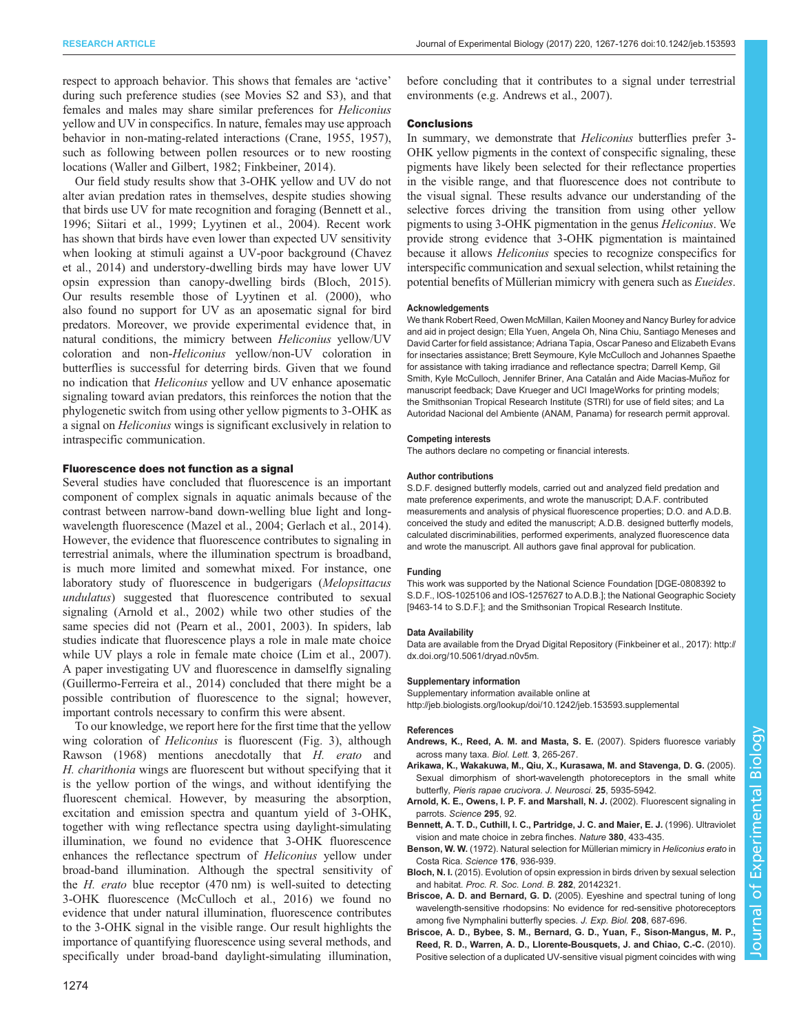respect to approach behavior. This shows that females are 'active' during such preference studies (see Movies S2 and S3), and that females and males may share similar preferences for *Heliconius* yellow and UV in conspecifics. In nature, females may use approach behavior in non-mating-related interactions (Crane, 1955, 1957), such as following between pollen resources or to new roosting locations (Waller and Gilbert, 1982; Finkbeiner, 2014).

Our field study results show that 3-OHK yellow and UV do not alter avian predation rates in themselves, despite studies showing that birds use UV for mate recognition and foraging (Bennett et al., 1996; Siitari et al., 1999; Lyytinen et al., 2004). Recent work has shown that birds have even lower than expected UV sensitivity when looking at stimuli against a UV-poor background (Chavez et al., 2014) and understory-dwelling birds may have lower UV opsin expression than canopy-dwelling birds (Bloch, 2015). Our results resemble those of Lyytinen et al. (2000), who also found no support for UV as an aposematic signal for bird predators. Moreover, we provide experimental evidence that, in natural conditions, the mimicry between *Heliconius* yellow/UV coloration and non-*Heliconius* yellow/non-UV coloration in butterflies is successful for deterring birds. Given that we found no indication that *Heliconius* yellow and UV enhance aposematic signaling toward avian predators, this reinforces the notion that the phylogenetic switch from using other yellow pigments to 3-OHK as a signal on *Heliconius* wings is significant exclusively in relation to intraspecific communication.

### Fluorescence does not function as a signal

Several studies have concluded that fluorescence is an important component of complex signals in aquatic animals because of the contrast between narrow-band down-welling blue light and long-wavelength fluorescence (Mazel et al., 2004; Gerlach et al., 2014). However, the evidence that fluorescence contributes to signaling in terrestrial animals, where the illumination spectrum is broadband, is much more limited and somewhat mixed. For instance, one laboratory study of fluorescence in budgerigars (*Melopsittacus undulatus*) suggested that fluorescence contributed to sexual signaling (Arnold et al., 2002) while two other studies of the same species did not (Pearn et al., 2001, 2003). In spiders, lab studies indicate that fluorescence plays a role in male mate choice while UV plays a role in female mate choice (Lim et al., 2007). A paper investigating UV and fluorescence in damselfly signaling (Guillermo-Ferreira et al., 2014) concluded that there might be a possible contribution of fluorescence to the signal; however, important controls necessary to confirm this were absent.

To our knowledge, we report here for the first time that the yellow wing coloration of *Heliconius* is fluorescent (Fig. 3), although Rawson (1968) mentions anecdotally that *H. erato* and *H. charithonia* wings are fluorescent but without specifying that it is the yellow portion of the wings, and without identifying the fluorescent chemical. However, by measuring the absorption, excitation and emission spectra and quantum yield of 3-OHK, together with wing reflectance spectra using daylight-simulating illumination, we found no evidence that 3-OHK fluorescence enhances the reflectance spectrum of *Heliconius* yellow under broad-band illumination. Although the spectral sensitivity of the *H. erato* blue receptor (470 nm) is well-suited to detecting 3-OHK fluorescence (McCulloch et al., 2016) we found no evidence that under natural illumination, fluorescence contributes to the 3-OHK signal in the visible range. Our result highlights the importance of quantifying fluorescence using several methods, and specifically under broad-band daylight-simulating illumination, before concluding that it contributes to a signal under terrestrial environments (e.g. Andrews et al., 2007).

### Conclusions

In summary, we demonstrate that *Heliconius* butterflies prefer 3-OHK yellow pigments in the context of conspecific signaling, these pigments have likely been selected for their reflectance properties in the visible range, and that fluorescence does not contribute to the visual signal. These results advance our understanding of the selective forces driving the transition from using other yellow pigments to using 3-OHK pigmentation in the genus *Heliconius*. We provide strong evidence that 3-OHK pigmentation is maintained because it allows *Heliconius* species to recognize conspecifics for interspecific communication and sexual selection, whilst retaining the potential benefits of Müllerian mimicry with genera such as *Eueides*.

#### Acknowledgements

We thank Robert Reed, Owen McMillan, Kailen Mooney and Nancy Burley for advice and aid in project design; Ella Yuen, Angela Oh, Nina Chiu, Santiago Meneses and David Carter for field assistance; Adriana Tapia, Oscar Paneso and Elizabeth Evans for insectaries assistance; Brett Seymoure, Kyle McCulloch and Johannes Spaethe for assistance with taking irradiance and reflectance spectra; Darrell Kemp, Gil Smith, Kyle McCulloch, Jennifer Briner, Ana Catalán and Aide Macias-Muñoz for manuscript feedback; Dave Krueger and UCI ImageWorks for printing models; the Smithsonian Tropical Research Institute (STRI) for use of field sites; and La Autoridad Nacional del Ambiente (ANAM, Panama) for research permit approval.

#### Competing interests

The authors declare no competing or financial interests.

#### Author contributions

S.D.F. designed butterfly models, carried out and analyzed field predation and mate preference experiments, and wrote the manuscript; D.A.F. contributed measurements and analysis of physical fluorescence properties; D.O. and A.D.B. conceived the study and edited the manuscript; A.D.B. designed butterfly models, calculated discriminabilities, performed experiments, analyzed fluorescence data and wrote the manuscript. All authors gave final approval for publication.

#### Funding

This work was supported by the National Science Foundation [DGE-0808392 to S.D.F., IOS-1025106 and IOS-1257627 to A.D.B.]; the National Geographic Society [9463-14 to S.D.F.]; and the Smithsonian Tropical Research Institute.

#### Data Availability

Data are available from the Dryad Digital Repository (Finkbeiner et al., 2017): http://dx.doi.org/10.5061/dryad.n0v5m.

#### Supplementary information

Supplementary information available online at
http://jeb.biologists.org/lookup/doi/10.1242/jeb.153593.supplemental

#### References

**Andrews, K., Reed, A. M. and Masta, S. E.** (2007). Spiders fluoresce variably across many taxa. *Biol. Lett.* **3**, 265-267.

**Arikawa, K., Wakakuwa, M., Qiu, X., Kurasawa, M. and Stavenga, D. G.** (2005). Sexual dimorphism of short-wavelength photoreceptors in the small white butterfly, *Pieris rapae crucivora*. *J. Neurosci.* **25**, 5935-5942.

**Arnold, K. E., Owens, I. P. F. and Marshall, N. J.** (2002). Fluorescent signaling in parrots. *Science* **295**, 92.

**Bennett, A. T. D., Cuthill, I. C., Partridge, J. C. and Maier, E. J.** (1996). Ultraviolet vision and mate choice in zebra finches. *Nature* **380**, 433-435.

**Benson, W. W.** (1972). Natural selection for Müllerian mimicry in *Heliconius erato* in Costa Rica. *Science* **176**, 936-939.

**Bloch, N. I.** (2015). Evolution of opsin expression in birds driven by sexual selection and habitat. *Proc. R. Soc. Lond. B.* **282**, 20142321.

**Briscoe, A. D. and Bernard, G. D.** (2005). Eyeshine and spectral tuning of long wavelength-sensitive rhodopsins: No evidence for red-sensitive photoreceptors among five Nymphalini butterfly species. *J. Exp. Biol.* **208**, 687-696.

**Briscoe, A. D., Bybee, S. M., Bernard, G. D., Yuan, F., Sison-Mangus, M. P., Reed, R. D., Warren, A. D., Llorente-Bousquets, J. and Chiao, C.-C.** (2010). Positive selection of a duplicated UV-sensitive visual pigment coincides with wing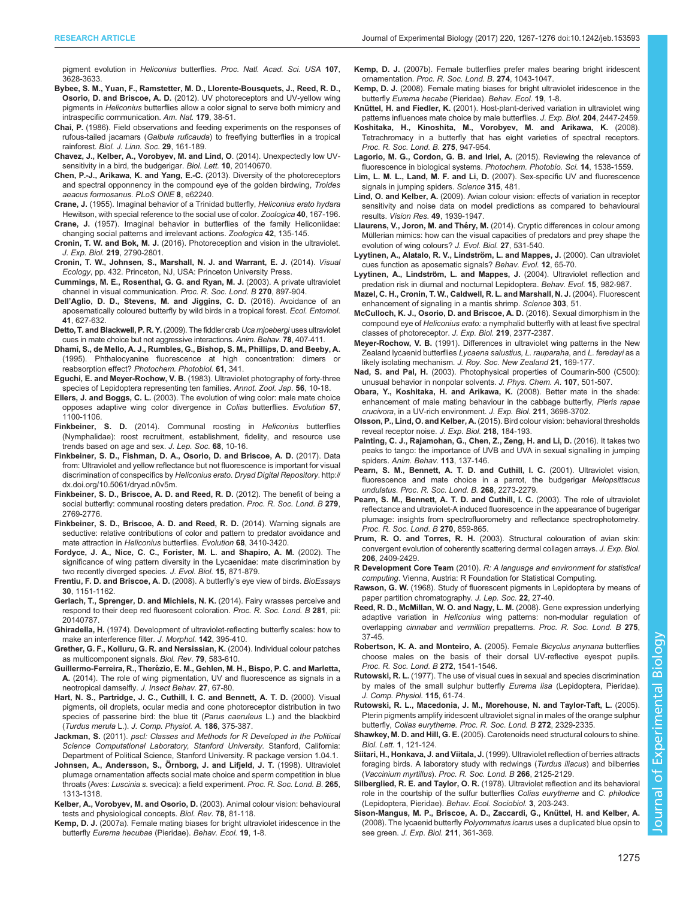pigment evolution in *Heliconius* butterflies. *Proc. Natl. Acad. Sci. USA* **107**, 3628-3633.

**Bybee, S. M., Yuan, F., Ramstetter, M. D., Llorente-Bousquets, J., Reed, R. D., Osorio, D. and Briscoe, A. D.** (2012). UV photoreceptors and UV-yellow wing pigments in *Heliconius* butterflies allow a color signal to serve both mimicry and intraspecific communication. *Am. Nat.* **179**, 38-51.

**Chai, P.** (1986). Field observations and feeding experiments on the responses of rufous-tailed jacamars (*Galbula ruficauda*) to freeflying butterflies in a tropical rainforest. *Biol. J. Linn. Soc.* **29**, 161-189.

**Chavez, J., Kelber, A., Vorobyev, M. and Lind, O.** (2014). Unexpectedly low UV-sensitivity in a bird, the budgerigar. *Biol. Lett.* **10**, 20140670.

**Chen, P.-J., Arikawa, K. and Yang, E.-C.** (2013). Diversity of the photoreceptors and spectral opponency in the compound eye of the golden birdwing, *Troides aeacus formosanus*. *PLoS ONE* **8**, e62240.

**Crane, J.** (1955). Imaginal behavior of a Trinidad butterfly, *Heliconius erato hydara* Hewitson, with special reference to the social use of color. *Zoologica* **40**, 167-196.

**Crane, J.** (1957). Imaginal behavior in butterflies of the family Heliconiidae: changing social patterns and irrelevant actions. *Zoologica* **42**, 135-145.

**Cronin, T. W. and Bok, M. J.** (2016). Photoreception and vision in the ultraviolet. *J. Exp. Biol.* **219**, 2790-2801.

**Cronin, T. W., Johnsen, S., Marshall, N. J. and Warrant, E. J.** (2014). *Visual Ecology*, pp. 432. Princeton, NJ, USA: Princeton University Press.

**Cummings, M. E., Rosenthal, G. G. and Ryan, M. J.** (2003). A private ultraviolet channel in visual communication. *Proc. R. Soc. Lond. B* **270**, 897-904.

**Dell'Aglio, D. D., Stevens, M. and Jiggins, C. D.** (2016). Avoidance of an aposematically coloured butterfly by wild birds in a tropical forest. *Ecol. Entomol.* **41**, 627-632.

**Detto, T. and Blackwell, P. R. Y.** (2009). The fiddler crab *Uca mjoebergi* uses ultraviolet cues in mate choice but not aggressive interactions. *Anim. Behav.* **78**, 407-411.

**Dhami, S., de Mello, A. J., Rumbles, G., Bishop, S. M., Phillips, D. and Beeby, A.** (1995). Phthalocyanine fluorescence at high concentration: dimers or reabsorption effect? *Photochem. Photobiol.* **61**, 341.

**Eguchi, E. and Meyer-Rochow, V. B.** (1983). Ultraviolet photography of forty-three species of Lepidoptera representing ten families. *Annot. Zool. Jap.* **56**, 10-18.

**Ellers, J. and Boggs, C. L.** (2003). The evolution of wing color: male mate choice opposes adaptive wing color divergence in *Colias* butterflies. *Evolution* **57**, 1100-1106.

**Finkbeiner, S. D.** (2014). Communal roosting in *Heliconius* butterflies (Nymphalidae): roost recruitment, establishment, fidelity, and resource use trends based on age and sex. *J. Lep. Soc.* **68**, 10-16.

**Finkbeiner, S. D., Fishman, D. A., Osorio, D. and Briscoe, A. D.** (2017). Data from: Ultraviolet and yellow reflectance but not fluorescence is important for visual discrimination of conspecifics by *Heliconius erato*. *Dryad Digital Repository*. http://dx.doi.org/10.5061/dryad.n0v5m.

**Finkbeiner, S. D., Briscoe, A. D. and Reed, R. D.** (2012). The benefit of being a social butterfly: communal roosting deters predation. *Proc. R. Soc. Lond. B* **279**, 2769-2776.

**Finkbeiner, S. D., Briscoe, A. D. and Reed, R. D.** (2014). Warning signals are seductive: relative contributions of color and pattern to predator avoidance and mate attraction in *Heliconius* butterflies. *Evolution* **68**, 3410-3420.

**Fordyce, J. A., Nice, C. C., Forister, M. L. and Shapiro, A. M.** (2002). The significance of wing pattern diversity in the Lycaenidae: mate discrimination by two recently diverged species. *J. Evol. Biol.* **15**, 871-879.

**Frentiu, F. D. and Briscoe, A. D.** (2008). A butterfly's eye view of birds. *BioEssays* **30**, 1151-1162.

**Gerlach, T., Sprenger, D. and Michiels, N. K.** (2014). Fairy wrasses perceive and respond to their deep red fluorescent coloration. *Proc. R. Soc. Lond. B* **281**, pii: 20140787.

**Ghiradella, H.** (1974). Development of ultraviolet-reflecting butterfly scales: how to make an interference filter. *J. Morphol.* **142**, 395-410.

**Grether, G. F., Kolluru, G. R. and Nersissian, K.** (2004). Individual colour patches as multicomponent signals. *Biol. Rev.* **79**, 583-610.

**Guillermo-Ferreira, R., Therézio, E. M., Gehlen, M. H., Bispo, P. C. and Marletta, A.** (2014). The role of wing pigmentation, UV and fluorescence as signals in a neotropical damselfly. *J. Insect Behav.* **27**, 67-80.

**Hart, N. S., Partridge, J. C., Cuthill, I. C. and Bennett, A. T. D.** (2000). Visual pigments, oil droplets, ocular media and cone photoreceptor distribution in two species of passerine bird: the blue tit (*Parus caeruleus* L.) and the blackbird (*Turdus merula* L.). *J. Comp. Physiol. A.* **186**, 375-387.

**Jackman, S.** (2011). *pscl: Classes and Methods for R Developed in the Political Science Computational Laboratory, Stanford University*. Stanford, California: Department of Political Science, Stanford University. R package version 1.04.1.

**Johnsen, A., Andersson, S., Örnborg, J. and Lifjeld, J. T.** (1998). Ultraviolet plumage ornamentation affects social mate choice and sperm competition in blue throats (Aves: *Luscinia s.* svecica): a field experiment. *Proc. R. Soc. Lond. B.* **265**, 1313-1318.

**Kelber, A., Vorobyev, M. and Osorio, D.** (2003). Animal colour vision: behavioural tests and physiological concepts. *Biol. Rev.* **78**, 81-118.

**Kemp, D. J.** (2007a). Female mating biases for bright ultraviolet iridescence in the butterfly *Eurema hecubae* (Pieridae). *Behav. Ecol.* **19**, 1-8.

**Kemp, D. J.** (2007b). Female butterflies prefer males bearing bright iridescent ornamentation. *Proc. R. Soc. Lond. B.* **274**, 1043-1047.

**Kemp, D. J.** (2008). Female mating biases for bright ultraviolet iridescence in the butterfly *Eurema hecabe* (Pieridae). *Behav. Ecol.* **19**, 1-8.

**Knüttel, H. and Fiedler, K.** (2001). Host-plant-derived variation in ultraviolet wing patterns influences mate choice by male butterflies. *J. Exp. Biol.* **204**, 2447-2459.

**Koshitaka, H., Kinoshita, M., Vorobyev, M. and Arikawa, K.** (2008). Tetrachromacy in a butterfly that has eight varieties of spectral receptors. *Proc. R. Soc. Lond. B.* **275**, 947-954.

**Lagorio, M. G., Cordon, G. B. and Iriel, A.** (2015). Reviewing the relevance of fluorescence in biological systems. *Photochem. Photobio. Sci.* **14**, 1538-1559.

**Lim, L. M. L., Land, M. F. and Li, D.** (2007). Sex-specific UV and fluorescence signals in jumping spiders. *Science* **315**, 481.

**Lind, O. and Kelber, A.** (2009). Avian colour vision: effects of variation in receptor sensitivity and noise data on model predictions as compared to behavioural results. *Vision Res.* **49**, 1939-1947.

**Llaurens, V., Joron, M. and Théry, M.** (2014). Cryptic differences in colour among Müllerian mimics: how can the visual capacities of predators and prey shape the evolution of wing colours? *J. Evol. Biol.* **27**, 531-540.

**Lyytinen, A., Alatalo, R. V., Lindström, L. and Mappes, J.** (2000). Can ultraviolet cues function as aposematic signals? *Behav. Evol.* **12**, 65-70.

**Lyytinen, A., Lindström, L. and Mappes, J.** (2004). Ultraviolet reflection and predation risk in diurnal and nocturnal Lepidoptera. *Behav. Evol.* **15**, 982-987.

**Mazel, C. H., Cronin, T. W., Caldwell, R. L. and Marshall, N. J.** (2004). Fluorescent enhancement of signaling in a mantis shrimp. *Science* **303**, 51.

**McCulloch, K. J., Osorio, D. and Briscoe, A. D.** (2016). Sexual dimorphism in the compound eye of *Heliconius erato:* a nymphalid butterfly with at least five spectral classes of photoreceptor. *J. Exp. Biol.* **219**, 2377-2387.

**Meyer-Rochow, V. B.** (1991). Differences in ultraviolet wing patterns in the New Zealand lycaenid butterflies *Lycaena salustius, L. rauparaha*, and *L. feredayi* as a likely isolating mechanism. *J. Roy. Soc. New Zealand* **21**, 169-177.

**Nad, S. and Pal, H.** (2003). Photophysical properties of Coumarin-500 (C500): unusual behavior in nonpolar solvents. *J. Phys. Chem. A.* **107**, 501-507.

**Obara, Y., Koshitaka, H. and Arikawa, K.** (2008). Better mate in the shade: enhancement of male mating behaviour in the cabbage butterfly, *Pieris rapae crucivora*, in a UV-rich environment. *J. Exp. Biol.* **211**, 3698-3702.

**Olsson, P., Lind, O. and Kelber, A.** (2015). Bird colour vision: behavioral thresholds reveal receptor noise. *J. Exp. Biol.* **218**, 184-193.

**Painting, C. J., Rajamohan, G., Chen, Z., Zeng, H. and Li, D.** (2016). It takes two peaks to tango: the importance of UVB and UVA in sexual signalling in jumping spiders. *Anim. Behav.* **113**, 137-146.

**Pearn, S. M., Bennett, A. T. D. and Cuthill, I. C.** (2001). Ultraviolet vision, fluorescence and mate choice in a parrot, the budgerigar *Melopsittacus undulatus*. *Proc. R. Soc. Lond. B.* **268**, 2273-2279.

**Pearn, S. M., Bennett, A. T. D. and Cuthill, I. C.** (2003). The role of ultraviolet reflectance and ultraviolet-A induced fluorescence in the appearance of bugerigar plumage: insights from spectrofluorometry and reflectance spectrophotometry. *Proc. R. Soc. Lond. B* **270**, 859-865.

**Prum, R. O. and Torres, R. H.** (2003). Structural colouration of avian skin: convergent evolution of coherently scattering dermal collagen arrays. *J. Exp. Biol.* **206**, 2409-2429.

**R Development Core Team** (2010). *R: A language and environment for statistical computing*. Vienna, Austria: R Foundation for Statistical Computing.

**Rawson, G. W.** (1968). Study of fluorescent pigments in Lepidoptera by means of paper partition chromatography. *J. Lep. Soc.* **22**, 27-40.

**Reed, R. D., McMillan, W. O. and Nagy, L. M.** (2008). Gene expression underlying adaptive variation in *Heliconius* wing patterns: non-modular regulation of overlapping *cinnabar* and *vermillion* prepatterns. *Proc. R. Soc. Lond. B* **275**, 37-45.

**Robertson, K. A. and Monteiro, A.** (2005). Female *Bicyclus anynana* butterflies choose males on the basis of their dorsal UV-reflective eyespot pupils. *Proc. R. Soc. Lond. B* **272**, 1541-1546.

**Rutowski, R. L.** (1977). The use of visual cues in sexual and species discrimination by males of the small sulphur butterfly *Eurema lisa* (Lepidoptera, Pieridae). *J. Comp. Physiol.* **115**, 61-74.

**Rutowski, R. L., Macedonia, J. M., Morehouse, N. and Taylor-Taft, L.** (2005). Pterin pigments amplify iridescent ultraviolet signal in males of the orange sulphur butterfly, *Colias eurytheme*. *Proc. R. Soc. Lond. B* **272**, 2329-2335.

**Shawkey, M. D. and Hill, G. E.** (2005). Carotenoids need structural colours to shine. *Biol. Lett.* **1**, 121-124.

**Siitari, H., Honkava, J. and Viitala, J.** (1999). Ultraviolet reflection of berries attracts foraging birds. A laboratory study with redwings (*Turdus iliacus*) and bilberries (*Vaccinium myrtillus*). *Proc. R. Soc. Lond. B* **266**, 2125-2129.

**Silberglied, R. E. and Taylor, O. R.** (1978). Ultraviolet reflection and its behavioral role in the courtship of the sulfur butterflies *Colias eurytheme* and *C. philodice* (Lepidoptera, Pieridae). *Behav. Ecol. Sociobiol.* **3**, 203-243.

**Sison-Mangus, M. P., Briscoe, A. D., Zaccardi, G., Knüttel, H. and Kelber, A.** (2008). The lycaenid butterfly *Polyommatus icarus* uses a duplicated blue opsin to see green. *J. Exp. Biol.* **211**, 361-369.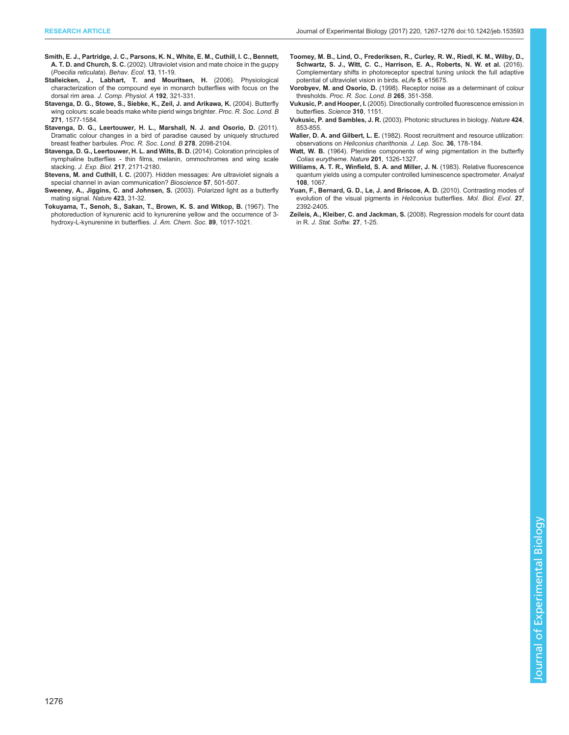**Smith, E. J., Partridge, J. C., Parsons, K. N., White, E. M., Cuthill, I. C., Bennett, A. T. D. and Church, S. C.** (2002). Ultraviolet vision and mate choice in the guppy (*Poecilia reticulata*). *Behav. Ecol.* **13**, 11-19.

**Stalleicken, J., Labhart, T. and Mouritsen, H.** (2006). Physiological characterization of the compound eye in monarch butterflies with focus on the dorsal rim area. *J. Comp. Physiol. A* **192**, 321-331.

**Stavenga, D. G., Stowe, S., Siebke, K., Zeil, J. and Arikawa, K.** (2004). Butterfly wing colours: scale beads make white pierid wings brighter. *Proc. R. Soc. Lond. B* **271**, 1577-1584.

**Stavenga, D. G., Leertouwer, H. L., Marshall, N. J. and Osorio, D.** (2011). Dramatic colour changes in a bird of paradise caused by uniquely structured breast feather barbules. *Proc. R. Soc. Lond. B* **278**, 2098-2104.

**Stavenga, D. G., Leertouwer, H. L. and Wilts, B. D.** (2014). Coloration principles of nymphaline butterflies - thin films, melanin, ommochromes and wing scale stacking. *J. Exp. Biol.* **217**, 2171-2180.

**Stevens, M. and Cuthill, I. C.** (2007). Hidden messages: Are ultraviolet signals a special channel in avian communication? *Bioscience* **57**, 501-507.

**Sweeney, A., Jiggins, C. and Johnsen, S.** (2003). Polarized light as a butterfly mating signal. *Nature* **423**, 31-32.

**Tokuyama, T., Senoh, S., Sakan, T., Brown, K. S. and Witkop, B.** (1967). The photoreduction of kynurenic acid to kynurenine yellow and the occurrence of 3-hydroxy-L-kynurenine in butterflies. *J. Am. Chem. Soc.* **89**, 1017-1021.

**Toomey, M. B., Lind, O., Frederiksen, R., Curley, R. W., Riedl, K. M., Wilby, D., Schwartz, S. J., Witt, C. C., Harrison, E. A., Roberts, N. W. et al.** (2016). Complementary shifts in photoreceptor spectral tuning unlock the full adaptive potential of ultraviolet vision in birds. *eLife* **5**, e15675.

**Vorobyev, M. and Osorio, D.** (1998). Receptor noise as a determinant of colour thresholds. *Proc. R. Soc. Lond. B* **265**, 351-358.

**Vukusic, P. and Hooper, I.** (2005). Directionally controlled fluorescence emission in butterflies. *Science* **310**, 1151.

**Vukusic, P. and Sambles, J. R.** (2003). Photonic structures in biology. *Nature* **424**, 853-855.

**Waller, D. A. and Gilbert, L. E.** (1982). Roost recruitment and resource utilization: observations on *Heliconius charithonia*. *J. Lep. Soc.* **36**, 178-184.

**Watt, W. B.** (1964). Pteridine components of wing pigmentation in the butterfly *Colias eurytheme*. *Nature* **201**, 1326-1327.

**Williams, A. T. R., Winfield, S. A. and Miller, J. N.** (1983). Relative fluorescence quantum yields using a computer controlled luminescence spectrometer. *Analyst* **108**, 1067.

**Yuan, F., Bernard, G. D., Le, J. and Briscoe, A. D.** (2010). Contrasting modes of evolution of the visual pigments in *Heliconius* butterflies. *Mol. Biol. Evol.* **27**, 2392-2405.

**Zeileis, A., Kleiber, C. and Jackman, S.** (2008). Regression models for count data in R. *J. Stat. Softw.* **27**, 1-25.